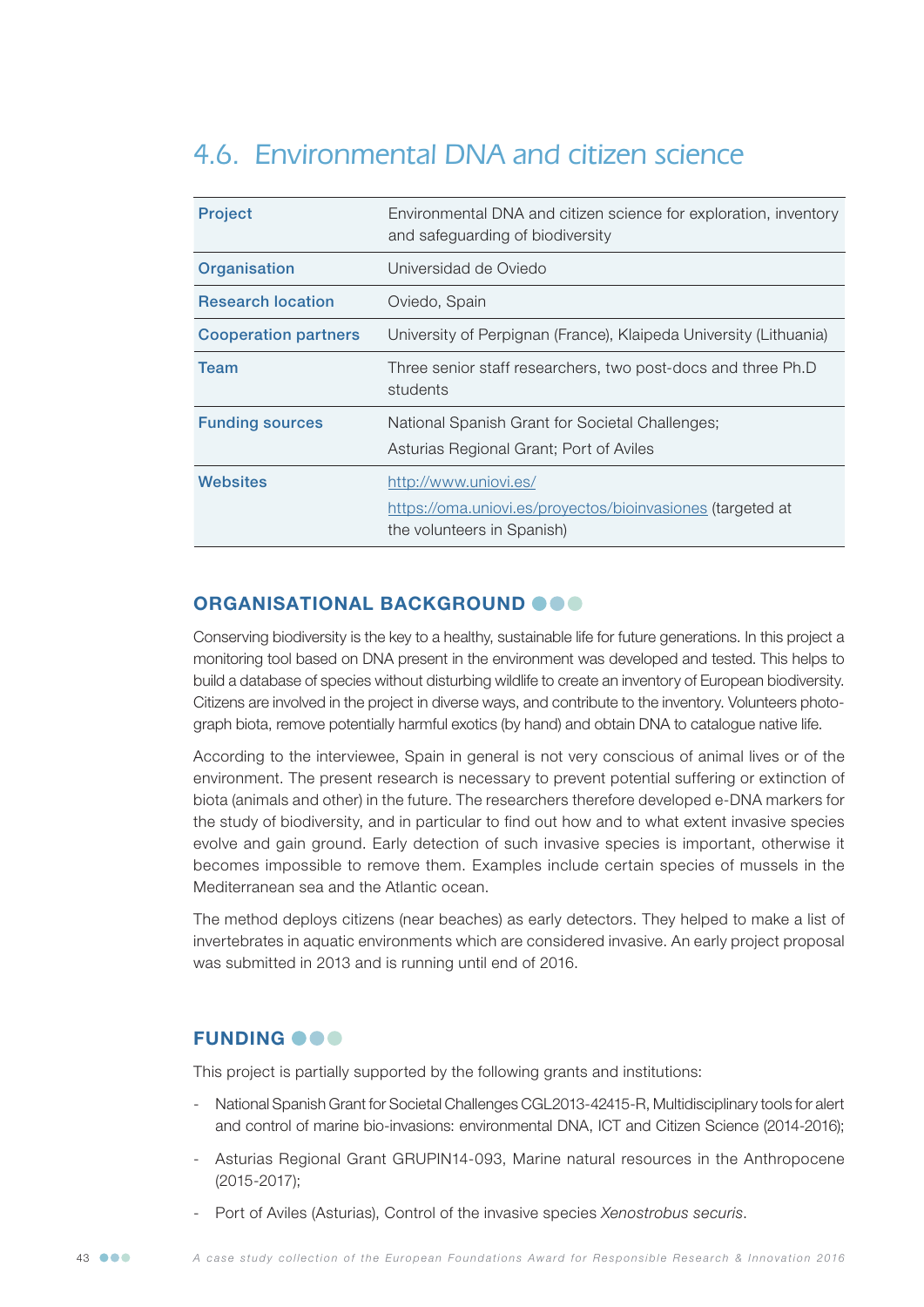## 4.6. Environmental DNA and citizen science

| | |
|---|---|
| **Project** | Environmental DNA and citizen science for exploration, inventory and safeguarding of biodiversity |
| **Organisation** | Universidad de Oviedo |
| **Research location** | Oviedo, Spain |
| **Cooperation partners** | University of Perpignan (France), Klaipeda University (Lithuania) |
| **Team** | Three senior staff researchers, two post-docs and three Ph.D students |
| **Funding sources** | National Spanish Grant for Societal Challenges; Asturias Regional Grant; Port of Aviles |
| **Websites** | http://www.uniovi.es/ https://oma.uniovi.es/proyectos/bioinvasiones (targeted at the volunteers in Spanish) |

### ORGANISATIONAL BACKGROUND

Conserving biodiversity is the key to a healthy, sustainable life for future generations. In this project a monitoring tool based on DNA present in the environment was developed and tested. This helps to build a database of species without disturbing wildlife to create an inventory of European biodiversity. Citizens are involved in the project in diverse ways, and contribute to the inventory. Volunteers photograph biota, remove potentially harmful exotics (by hand) and obtain DNA to catalogue native life.

According to the interviewee, Spain in general is not very conscious of animal lives or of the environment. The present research is necessary to prevent potential suffering or extinction of biota (animals and other) in the future. The researchers therefore developed e-DNA markers for the study of biodiversity, and in particular to find out how and to what extent invasive species evolve and gain ground. Early detection of such invasive species is important, otherwise it becomes impossible to remove them. Examples include certain species of mussels in the Mediterranean sea and the Atlantic ocean.

The method deploys citizens (near beaches) as early detectors. They helped to make a list of invertebrates in aquatic environments which are considered invasive. An early project proposal was submitted in 2013 and is running until end of 2016.

### FUNDING

This project is partially supported by the following grants and institutions:

- National Spanish Grant for Societal Challenges CGL2013-42415-R, Multidisciplinary tools for alert and control of marine bio-invasions: environmental DNA, ICT and Citizen Science (2014-2016);
- Asturias Regional Grant GRUPIN14-093, Marine natural resources in the Anthropocene (2015-2017);
- Port of Aviles (Asturias), Control of the invasive species *Xenostrobus securis*.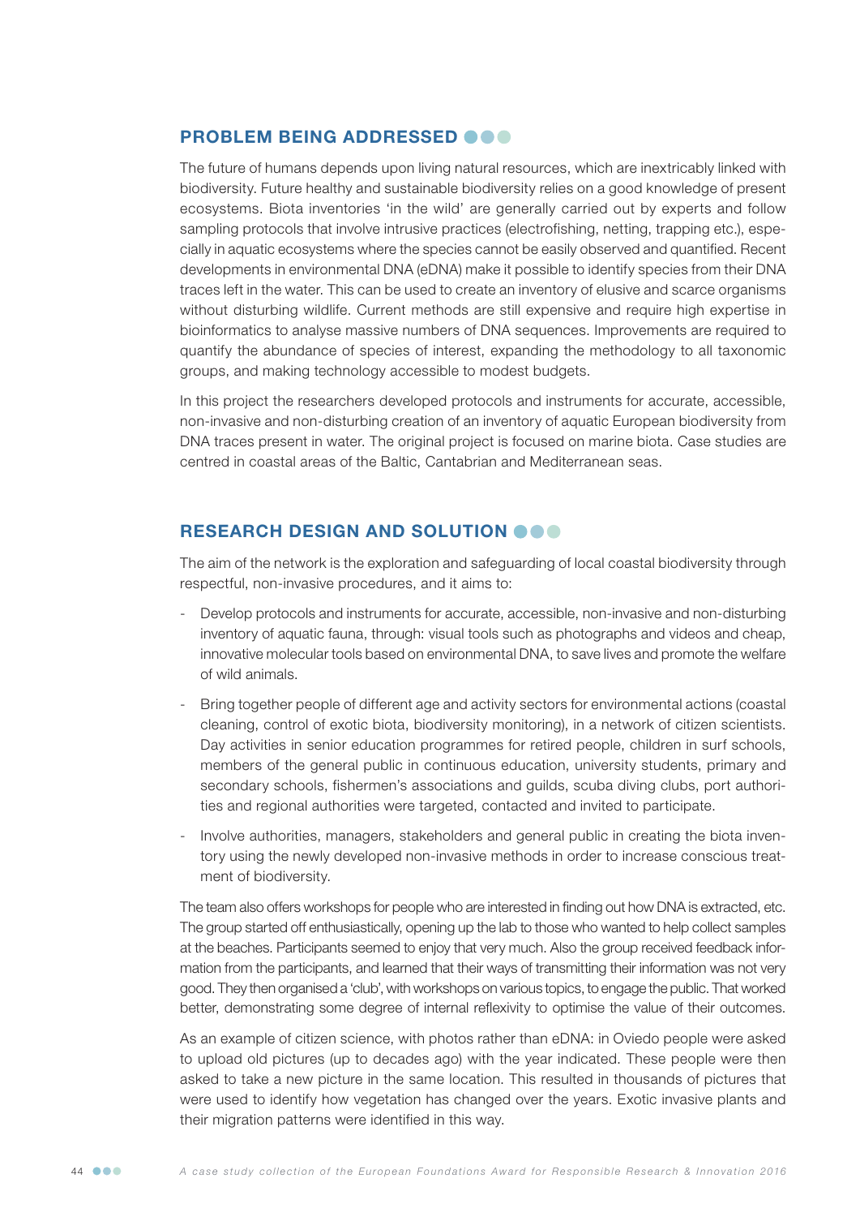## PROBLEM BEING ADDRESSED

The future of humans depends upon living natural resources, which are inextricably linked with biodiversity. Future healthy and sustainable biodiversity relies on a good knowledge of present ecosystems. Biota inventories 'in the wild' are generally carried out by experts and follow sampling protocols that involve intrusive practices (electrofishing, netting, trapping etc.), especially in aquatic ecosystems where the species cannot be easily observed and quantified. Recent developments in environmental DNA (eDNA) make it possible to identify species from their DNA traces left in the water. This can be used to create an inventory of elusive and scarce organisms without disturbing wildlife. Current methods are still expensive and require high expertise in bioinformatics to analyse massive numbers of DNA sequences. Improvements are required to quantify the abundance of species of interest, expanding the methodology to all taxonomic groups, and making technology accessible to modest budgets.

In this project the researchers developed protocols and instruments for accurate, accessible, non-invasive and non-disturbing creation of an inventory of aquatic European biodiversity from DNA traces present in water. The original project is focused on marine biota. Case studies are centred in coastal areas of the Baltic, Cantabrian and Mediterranean seas.

## RESEARCH DESIGN AND SOLUTION

The aim of the network is the exploration and safeguarding of local coastal biodiversity through respectful, non-invasive procedures, and it aims to:

- Develop protocols and instruments for accurate, accessible, non-invasive and non-disturbing inventory of aquatic fauna, through: visual tools such as photographs and videos and cheap, innovative molecular tools based on environmental DNA, to save lives and promote the welfare of wild animals.
- Bring together people of different age and activity sectors for environmental actions (coastal cleaning, control of exotic biota, biodiversity monitoring), in a network of citizen scientists. Day activities in senior education programmes for retired people, children in surf schools, members of the general public in continuous education, university students, primary and secondary schools, fishermen's associations and guilds, scuba diving clubs, port authorities and regional authorities were targeted, contacted and invited to participate.
- Involve authorities, managers, stakeholders and general public in creating the biota inventory using the newly developed non-invasive methods in order to increase conscious treatment of biodiversity.

The team also offers workshops for people who are interested in finding out how DNA is extracted, etc. The group started off enthusiastically, opening up the lab to those who wanted to help collect samples at the beaches. Participants seemed to enjoy that very much. Also the group received feedback information from the participants, and learned that their ways of transmitting their information was not very good. They then organised a 'club', with workshops on various topics, to engage the public. That worked better, demonstrating some degree of internal reflexivity to optimise the value of their outcomes.

As an example of citizen science, with photos rather than eDNA: in Oviedo people were asked to upload old pictures (up to decades ago) with the year indicated. These people were then asked to take a new picture in the same location. This resulted in thousands of pictures that were used to identify how vegetation has changed over the years. Exotic invasive plants and their migration patterns were identified in this way.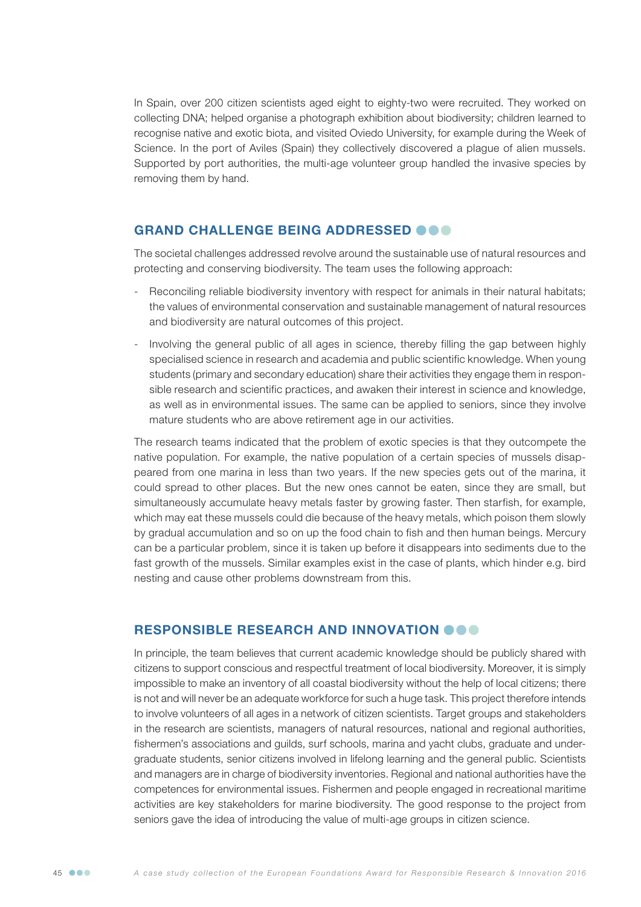In Spain, over 200 citizen scientists aged eight to eighty-two were recruited. They worked on collecting DNA; helped organise a photograph exhibition about biodiversity; children learned to recognise native and exotic biota, and visited Oviedo University, for example during the Week of Science. In the port of Aviles (Spain) they collectively discovered a plague of alien mussels. Supported by port authorities, the multi-age volunteer group handled the invasive species by removing them by hand.

## GRAND CHALLENGE BEING ADDRESSED

The societal challenges addressed revolve around the sustainable use of natural resources and protecting and conserving biodiversity. The team uses the following approach:

- Reconciling reliable biodiversity inventory with respect for animals in their natural habitats; the values of environmental conservation and sustainable management of natural resources and biodiversity are natural outcomes of this project.
- Involving the general public of all ages in science, thereby filling the gap between highly specialised science in research and academia and public scientific knowledge. When young students (primary and secondary education) share their activities they engage them in responsible research and scientific practices, and awaken their interest in science and knowledge, as well as in environmental issues. The same can be applied to seniors, since they involve mature students who are above retirement age in our activities.

The research teams indicated that the problem of exotic species is that they outcompete the native population. For example, the native population of a certain species of mussels disappeared from one marina in less than two years. If the new species gets out of the marina, it could spread to other places. But the new ones cannot be eaten, since they are small, but simultaneously accumulate heavy metals faster by growing faster. Then starfish, for example, which may eat these mussels could die because of the heavy metals, which poison them slowly by gradual accumulation and so on up the food chain to fish and then human beings. Mercury can be a particular problem, since it is taken up before it disappears into sediments due to the fast growth of the mussels. Similar examples exist in the case of plants, which hinder e.g. bird nesting and cause other problems downstream from this.

## RESPONSIBLE RESEARCH AND INNOVATION

In principle, the team believes that current academic knowledge should be publicly shared with citizens to support conscious and respectful treatment of local biodiversity. Moreover, it is simply impossible to make an inventory of all coastal biodiversity without the help of local citizens; there is not and will never be an adequate workforce for such a huge task. This project therefore intends to involve volunteers of all ages in a network of citizen scientists. Target groups and stakeholders in the research are scientists, managers of natural resources, national and regional authorities, fishermen's associations and guilds, surf schools, marina and yacht clubs, graduate and undergraduate students, senior citizens involved in lifelong learning and the general public. Scientists and managers are in charge of biodiversity inventories. Regional and national authorities have the competences for environmental issues. Fishermen and people engaged in recreational maritime activities are key stakeholders for marine biodiversity. The good response to the project from seniors gave the idea of introducing the value of multi-age groups in citizen science.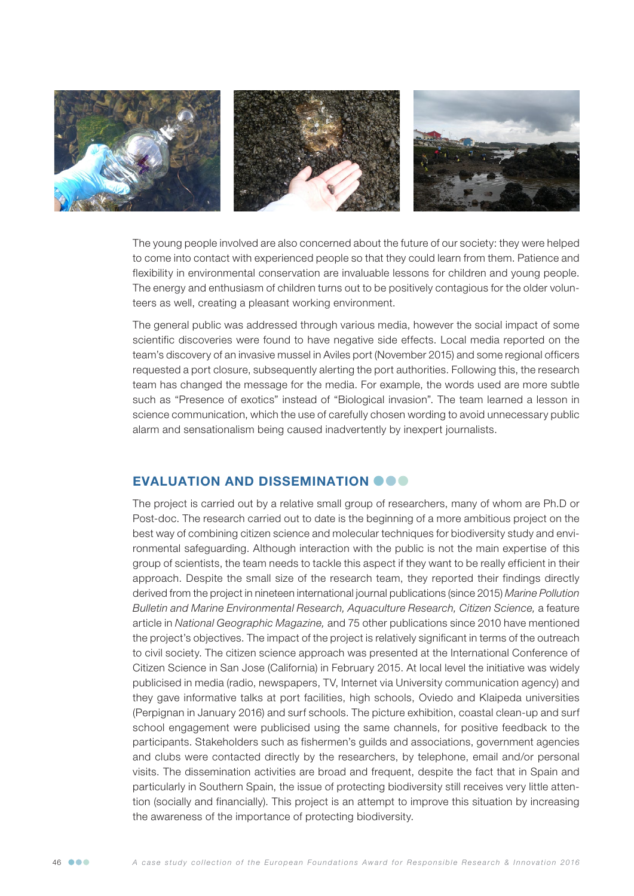The young people involved are also concerned about the future of our society: they were helped to come into contact with experienced people so that they could learn from them. Patience and flexibility in environmental conservation are invaluable lessons for children and young people. The energy and enthusiasm of children turns out to be positively contagious for the older volunteers as well, creating a pleasant working environment.

The general public was addressed through various media, however the social impact of some scientific discoveries were found to have negative side effects. Local media reported on the team's discovery of an invasive mussel in Aviles port (November 2015) and some regional officers requested a port closure, subsequently alerting the port authorities. Following this, the research team has changed the message for the media. For example, the words used are more subtle such as "Presence of exotics" instead of "Biological invasion". The team learned a lesson in science communication, which the use of carefully chosen wording to avoid unnecessary public alarm and sensationalism being caused inadvertently by inexpert journalists.

## EVALUATION AND DISSEMINATION

The project is carried out by a relative small group of researchers, many of whom are Ph.D or Post-doc. The research carried out to date is the beginning of a more ambitious project on the best way of combining citizen science and molecular techniques for biodiversity study and environmental safeguarding. Although interaction with the public is not the main expertise of this group of scientists, the team needs to tackle this aspect if they want to be really efficient in their approach. Despite the small size of the research team, they reported their findings directly derived from the project in nineteen international journal publications (since 2015) *Marine Pollution Bulletin and Marine Environmental Research, Aquaculture Research, Citizen Science,* a feature article in *National Geographic Magazine,* and 75 other publications since 2010 have mentioned the project's objectives. The impact of the project is relatively significant in terms of the outreach to civil society. The citizen science approach was presented at the International Conference of Citizen Science in San Jose (California) in February 2015. At local level the initiative was widely publicised in media (radio, newspapers, TV, Internet via University communication agency) and they gave informative talks at port facilities, high schools, Oviedo and Klaipeda universities (Perpignan in January 2016) and surf schools. The picture exhibition, coastal clean-up and surf school engagement were publicised using the same channels, for positive feedback to the participants. Stakeholders such as fishermen's guilds and associations, government agencies and clubs were contacted directly by the researchers, by telephone, email and/or personal visits. The dissemination activities are broad and frequent, despite the fact that in Spain and particularly in Southern Spain, the issue of protecting biodiversity still receives very little attention (socially and financially). This project is an attempt to improve this situation by increasing the awareness of the importance of protecting biodiversity.